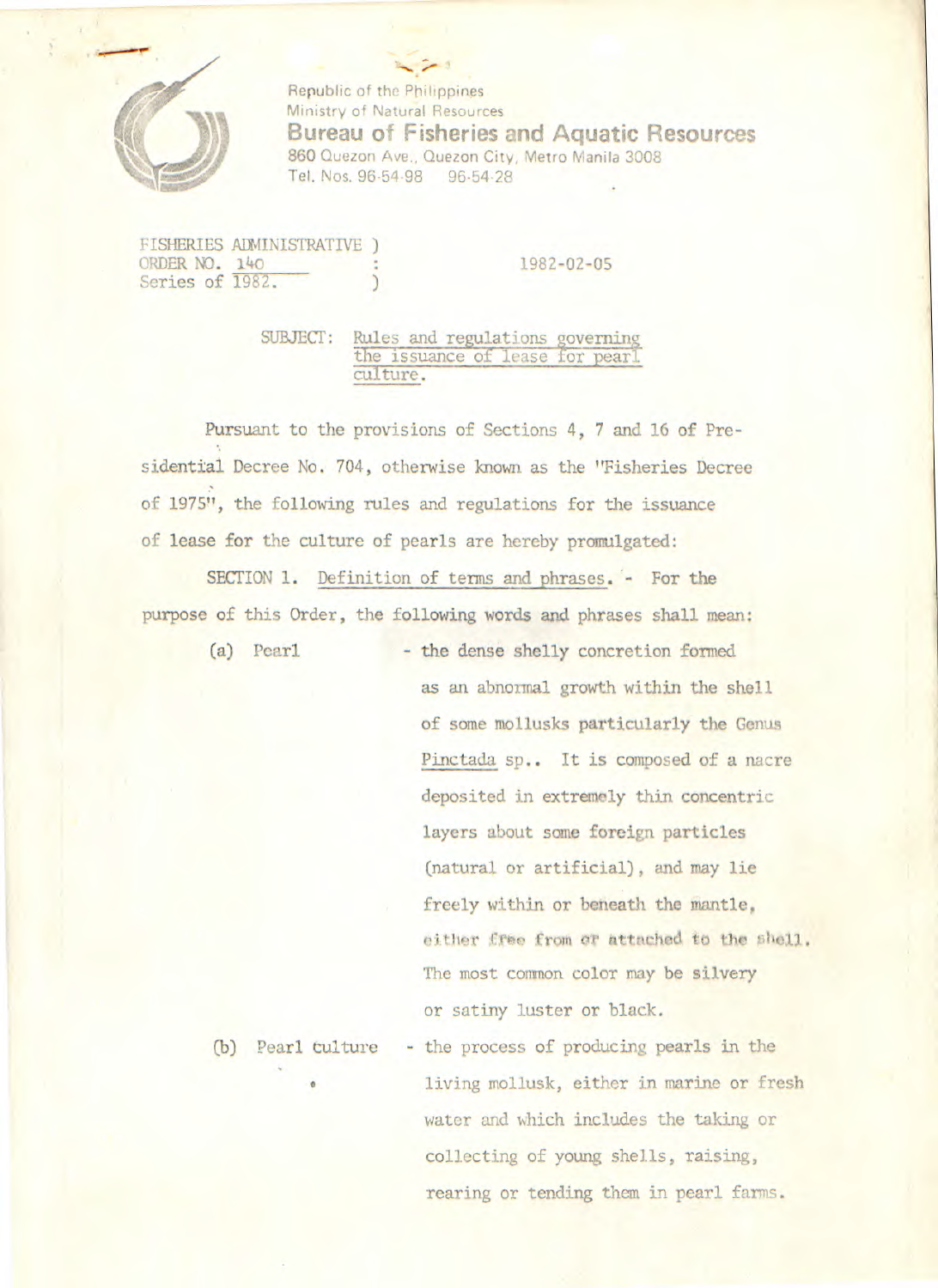Republic of the Philippines
Ministry of Natural Resources
**Bureau of Fisheries and Aquatic Resources**
860 Quezon Ave., Quezon City, Metro Manila 3008
Tel. Nos. 96-54-98 96-54-28

FISHERIES ADMINISTRATIVE ORDER NO. 140
Series of 1982.

1982-02-05

SUBJECT: Rules and regulations governing the issuance of lease for pearl culture.

Pursuant to the provisions of Sections 4, 7 and 16 of Presidential Decree No. 704, otherwise known as the "Fisheries Decree of 1975", the following rules and regulations for the issuance of lease for the culture of pearls are hereby promulgated:

SECTION 1. Definition of terms and phrases. - For the purpose of this Order, the following words and phrases shall mean:

(a) Pearl - the dense shelly concretion formed as an abnormal growth within the shell of some mollusks particularly the Genus *Pinctada* sp.. It is composed of a nacre deposited in extremely thin concentric layers about some foreign particles (natural or artificial), and may lie freely within or beneath the mantle, either free from or attached to the shell. The most common color may be silvery or satiny luster or black.

(b) Pearl culture - the process of producing pearls in the living mollusk, either in marine or fresh water and which includes the taking or collecting of young shells, raising, rearing or tending them in pearl farms.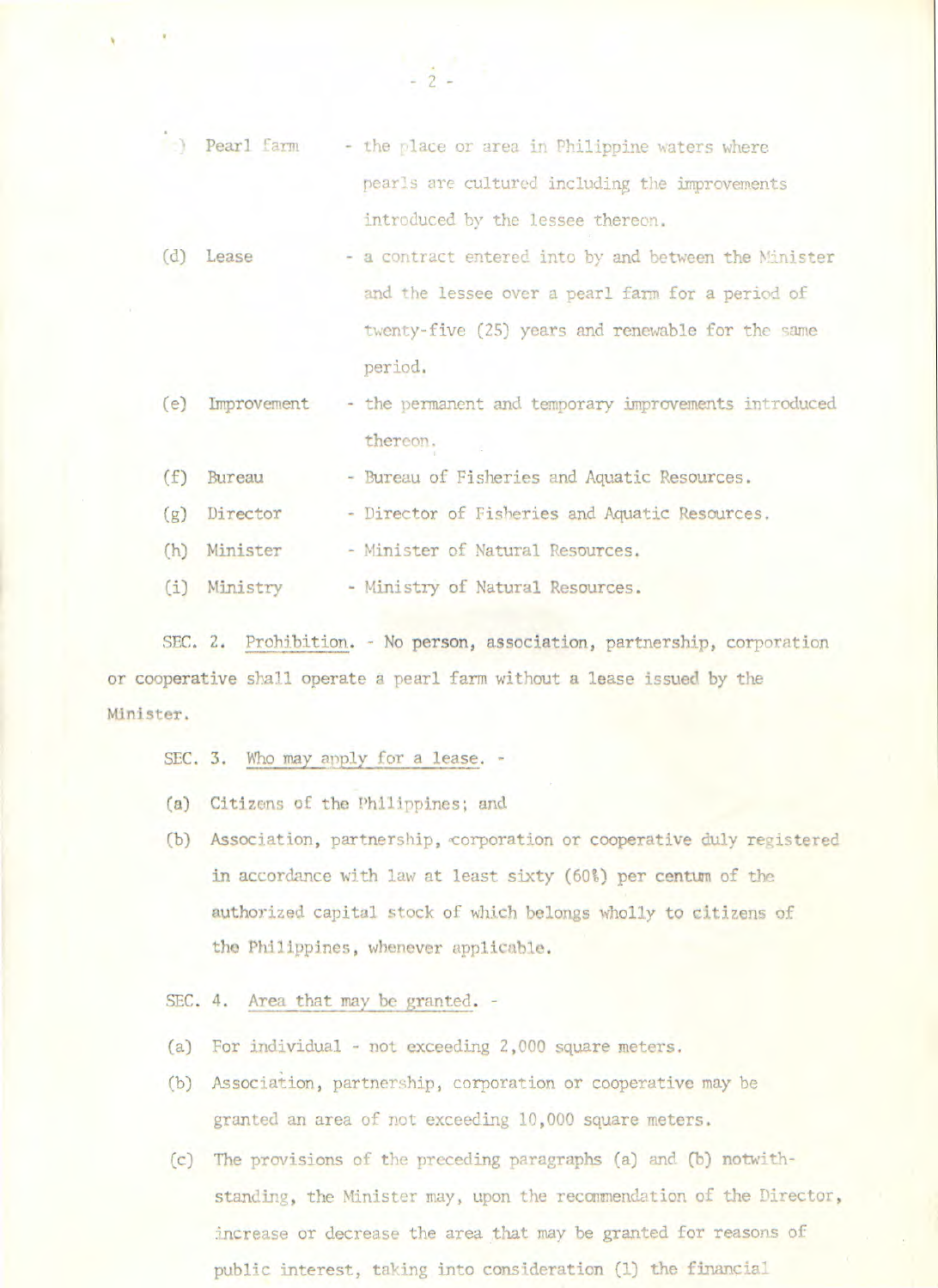(c) Pearl farm - the place or area in Philippine waters where pearls are cultured including the improvements introduced by the lessee thereon.

(d) Lease - a contract entered into by and between the Minister and the lessee over a pearl farm for a period of twenty-five (25) years and renewable for the same period.

(e) Improvement - the permanent and temporary improvements introduced thereon.

(f) Bureau - Bureau of Fisheries and Aquatic Resources.

(g) Director - Director of Fisheries and Aquatic Resources.

(h) Minister - Minister of Natural Resources.

(i) Ministry - Ministry of Natural Resources.

SEC. 2. Prohibition. - No person, association, partnership, corporation or cooperative shall operate a pearl farm without a lease issued by the Minister.

SEC. 3. Who may apply for a lease. -

(a) Citizens of the Philippines; and

(b) Association, partnership, corporation or cooperative duly registered in accordance with law at least sixty (60%) per centum of the authorized capital stock of which belongs wholly to citizens of the Philippines, whenever applicable.

SEC. 4. Area that may be granted. -

(a) For individual - not exceeding 2,000 square meters.

(b) Association, partnership, corporation or cooperative may be granted an area of not exceeding 10,000 square meters.

(c) The provisions of the preceding paragraphs (a) and (b) notwithstanding, the Minister may, upon the recommendation of the Director, increase or decrease the area that may be granted for reasons of public interest, taking into consideration (1) the financial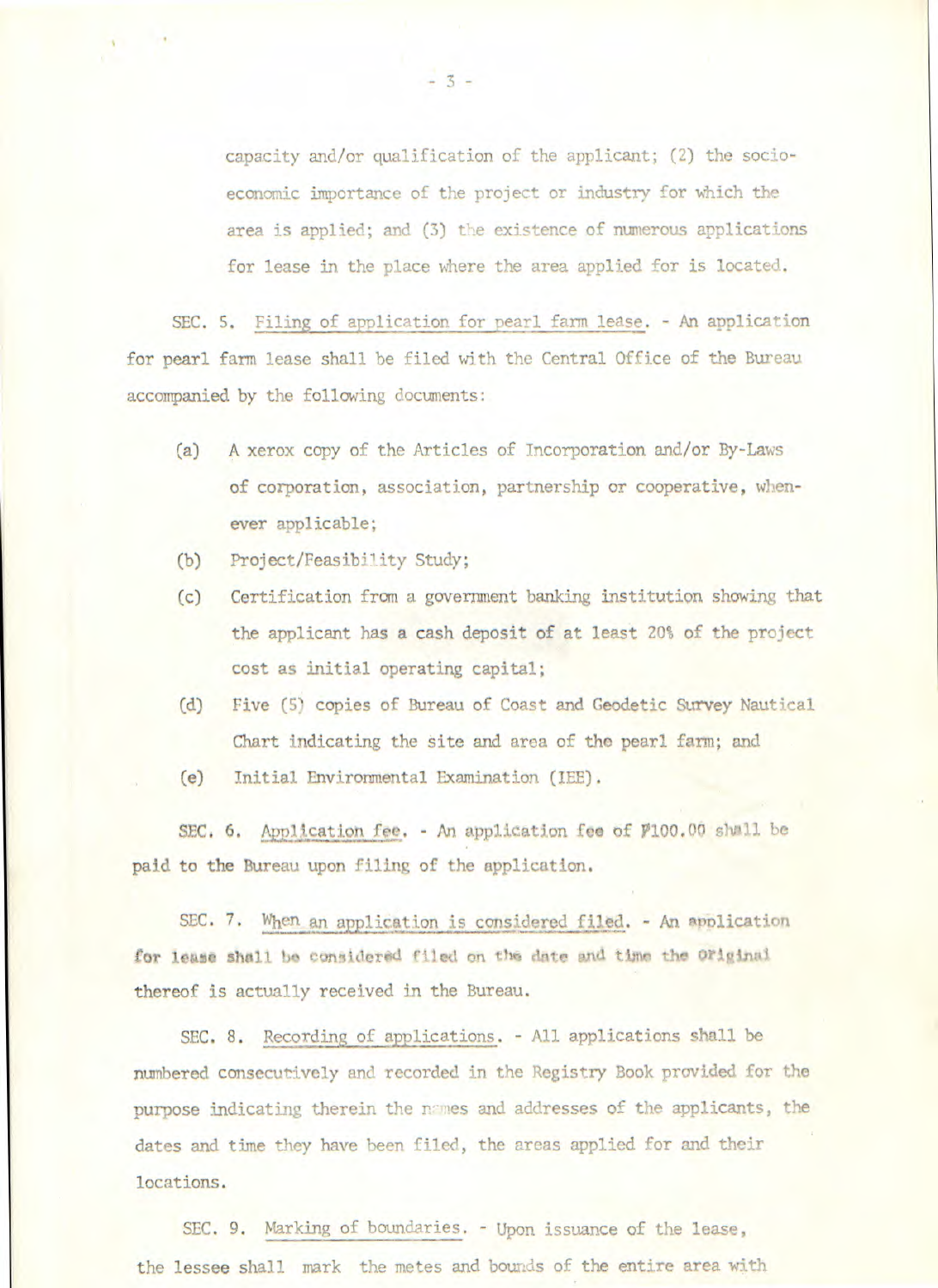capacity and/or qualification of the applicant; (2) the socio-economic importance of the project or industry for which the area is applied; and (3) the existence of numerous applications for lease in the place where the area applied for is located.

SEC. 5. Filing of application for pearl farm lease. - An application for pearl farm lease shall be filed with the Central Office of the Bureau accompanied by the following documents:

(a) A xerox copy of the Articles of Incorporation and/or By-Laws of corporation, association, partnership or cooperative, whenever applicable;

(b) Project/Feasibility Study;

(c) Certification from a government banking institution showing that the applicant has a cash deposit of at least 20% of the project cost as initial operating capital;

(d) Five (5) copies of Bureau of Coast and Geodetic Survey Nautical Chart indicating the site and area of the pearl farm; and

(e) Initial Environmental Examination (IEE).

SEC. 6. Application fee. - An application fee of ₱100.00 shall be paid to the Bureau upon filing of the application.

SEC. 7. When an application is considered filed. - An application for lease shall be considered filed on the date and time the original thereof is actually received in the Bureau.

SEC. 8. Recording of applications. - All applications shall be numbered consecutively and recorded in the Registry Book provided for the purpose indicating therein the names and addresses of the applicants, the dates and time they have been filed, the areas applied for and their locations.

SEC. 9. Marking of boundaries. - Upon issuance of the lease, the lessee shall mark the metes and bounds of the entire area with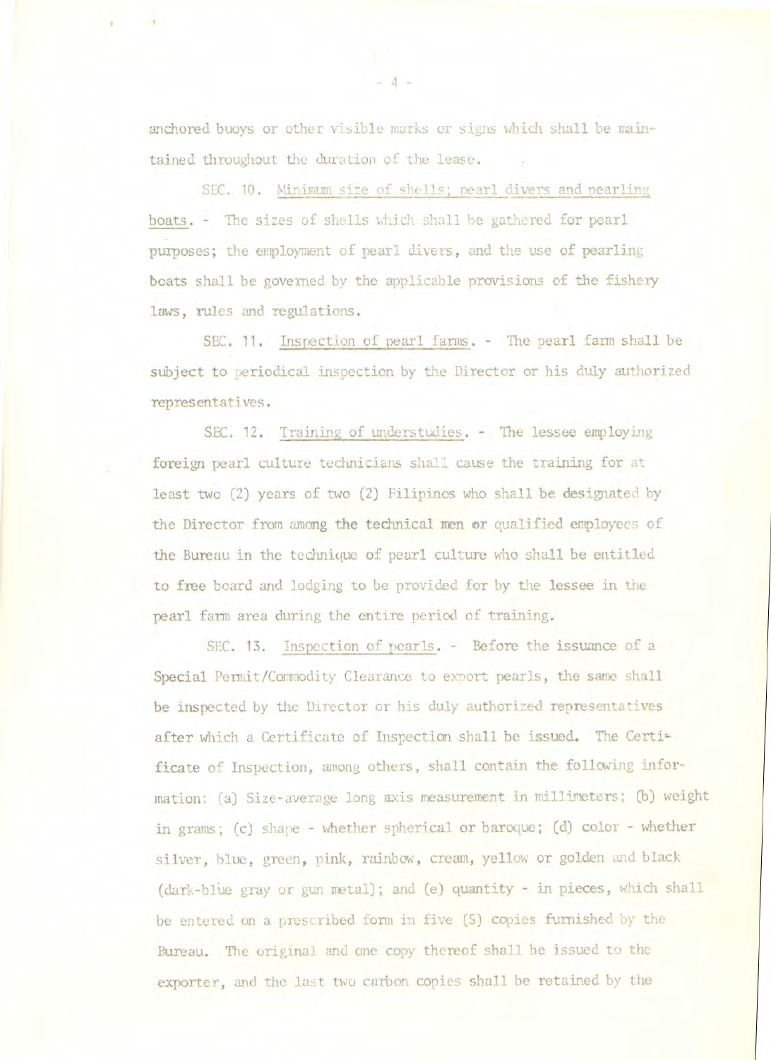anchored buoys or other visible marks or signs which shall be maintained throughout the duration of the lease.

SEC. 10. Minimum size of shells; pearl divers and pearling boats. - The sizes of shells which shall be gathered for pearl purposes; the employment of pearl divers, and the use of pearling boats shall be governed by the applicable provisions of the fishery laws, rules and regulations.

SEC. 11. Inspection of pearl farms. - The pearl farm shall be subject to periodical inspection by the Director or his duly authorized representatives.

SEC. 12. Training of understudies. - The lessee employing foreign pearl culture technicians shall cause the training for at least two (2) years of two (2) Filipinos who shall be designated by the Director from among the technical men or qualified employees of the Bureau in the technique of pearl culture who shall be entitled to free board and lodging to be provided for by the lessee in the pearl farm area during the entire period of training.

SEC. 13. Inspection of pearls. - Before the issuance of a Special Permit/Commodity Clearance to export pearls, the same shall be inspected by the Director or his duly authorized representatives after which a Certificate of Inspection shall be issued. The Certificate of Inspection, among others, shall contain the following information: (a) Size-average long axis measurement in millimeters; (b) weight in grams; (c) shape - whether spherical or baroque; (d) color - whether silver, blue, green, pink, rainbow, cream, yellow or golden and black (dark-blue gray or gun metal); and (e) quantity - in pieces, which shall be entered on a prescribed form in five (5) copies furnished by the Bureau. The original and one copy thereof shall be issued to the exporter, and the last two carbon copies shall be retained by the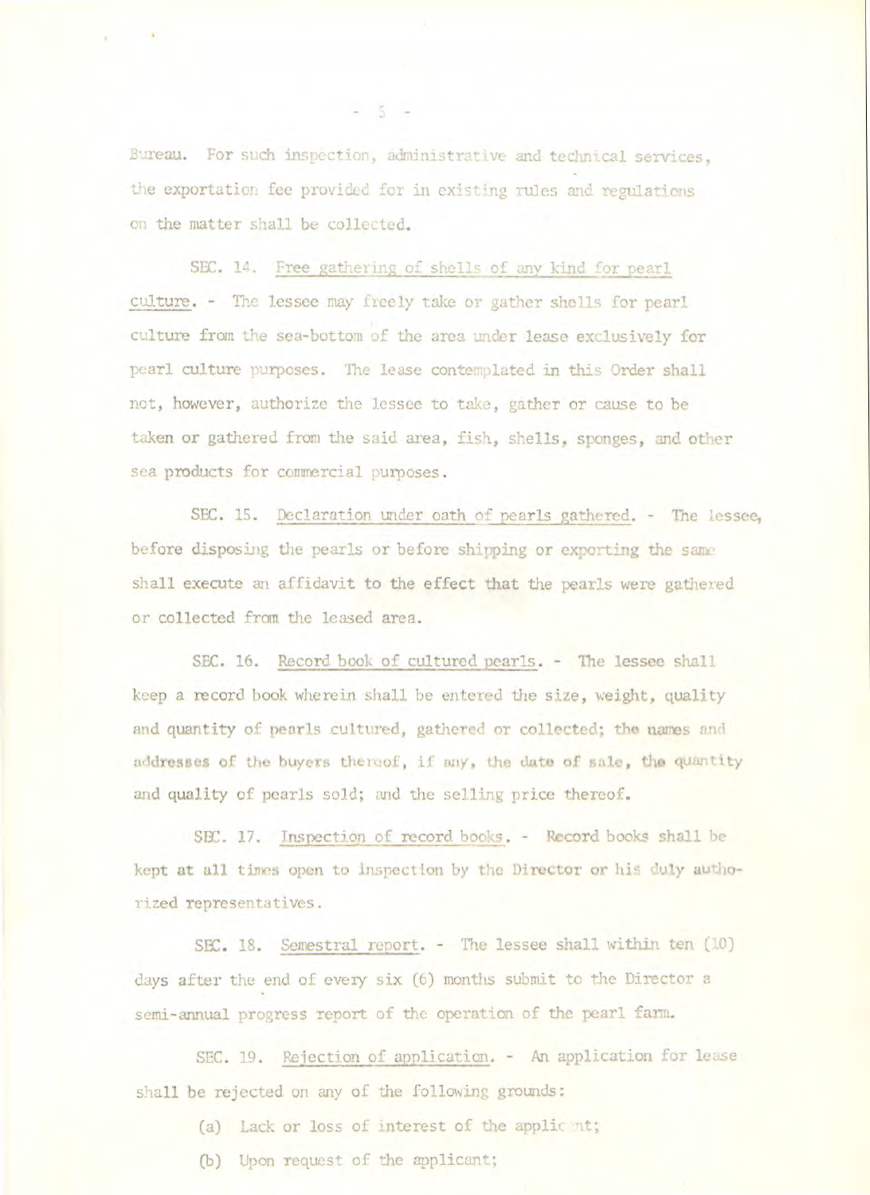Bureau. For such inspection, administrative and technical services, the exportation fee provided for in existing rules and regulations on the matter shall be collected.

SEC. 14. Free gathering of shells of any kind for pearl culture. - The lessee may freely take or gather shells for pearl culture from the sea-bottom of the area under lease exclusively for pearl culture purposes. The lease contemplated in this Order shall not, however, authorize the lessee to take, gather or cause to be taken or gathered from the said area, fish, shells, sponges, and other sea products for commercial purposes.

SEC. 15. Declaration under oath of pearls gathered. - The lessee, before disposing the pearls or before shipping or exporting the same shall execute an affidavit to the effect that the pearls were gathered or collected from the leased area.

SEC. 16. Record book of cultured pearls. - The lessee shall keep a record book wherein shall be entered the size, weight, quality and quantity of pearls cultured, gathered or collected; the names and addresses of the buyers thereof, if any, the date of sale, the quantity and quality of pearls sold; and the selling price thereof.

SEC. 17. Inspection of record books. - Record books shall be kept at all times open to inspection by the Director or his duly authorized representatives.

SEC. 18. Semestral report. - The lessee shall within ten (10) days after the end of every six (6) months submit to the Director a semi-annual progress report of the operation of the pearl farm.

SEC. 19. Rejection of application. - An application for lease shall be rejected on any of the following grounds:

(a) Lack or loss of interest of the applicant;

(b) Upon request of the applicant;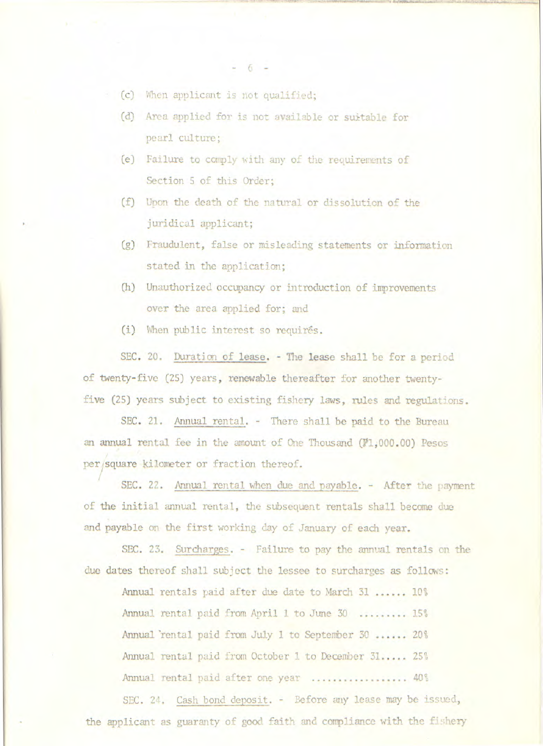(c) When applicant is not qualified;

(d) Area applied for is not available or suitable for pearl culture;

(e) Failure to comply with any of the requirements of Section 5 of this Order;

(f) Upon the death of the natural or dissolution of the juridical applicant;

(g) Fraudulent, false or misleading statements or information stated in the application;

(h) Unauthorized occupancy or introduction of improvements over the area applied for; and

(i) When public interest so requirés.

SEC. 20. Duration of lease. - The lease shall be for a period of twenty-five (25) years, renewable thereafter for another twenty-five (25) years subject to existing fishery laws, rules and regulations.

SEC. 21. Annual rental. - There shall be paid to the Bureau an annual rental fee in the amount of One Thousand (₱1,000.00) Pesos per square kilometer or fraction thereof.

SEC. 22. Annual rental when due and payable. - After the payment of the initial annual rental, the subsequent rentals shall become due and payable on the first working day of January of each year.

SEC. 23. Surcharges. - Failure to pay the annual rentals on the due dates thereof shall subject the lessee to surcharges as follows:

Annual rentals paid after due date to March 31 ...... 10%

Annual rental paid from April 1 to June 30 ......... 15%

Annual rental paid from July 1 to September 30 ...... 20%

Annual rental paid from October 1 to December 31..... 25%

Annual rental paid after one year .................. 40%

SEC. 24. Cash bond deposit. - Before any lease may be issued, the applicant as guaranty of good faith and compliance with the fishery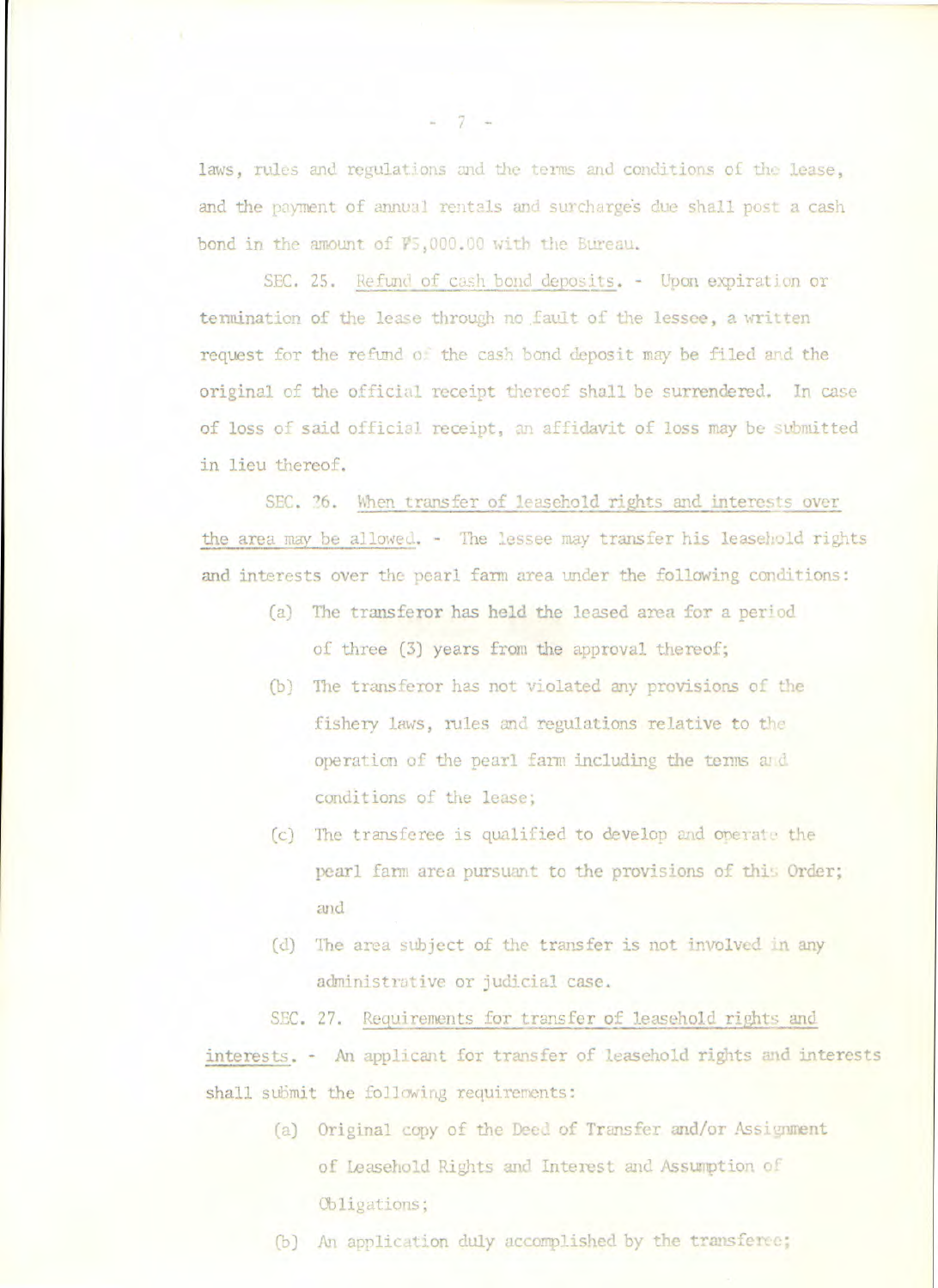laws, rules and regulations and the terms and conditions of the lease, and the payment of annual rentals and surcharges due shall post a cash bond in the amount of ₱5,000.00 with the Bureau.

SEC. 25. Refund of cash bond deposits. - Upon expiration or termination of the lease through no fault of the lessee, a written request for the refund of the cash bond deposit may be filed and the original of the official receipt thereof shall be surrendered. In case of loss of said official receipt, an affidavit of loss may be submitted in lieu thereof.

SEC. 26. When transfer of leasehold rights and interests over the area may be allowed. - The lessee may transfer his leasehold rights and interests over the pearl farm area under the following conditions:

(a) The transferor has held the leased area for a period of three (3) years from the approval thereof;

(b) The transferor has not violated any provisions of the fishery laws, rules and regulations relative to the operation of the pearl farm including the terms and conditions of the lease;

(c) The transferee is qualified to develop and operate the pearl farm area pursuant to the provisions of this Order; and

(d) The area subject of the transfer is not involved in any administrative or judicial case.

SEC. 27. Requirements for transfer of leasehold rights and interests. - An applicant for transfer of leasehold rights and interests shall submit the following requirements:

(a) Original copy of the Deed of Transfer and/or Assignment of Leasehold Rights and Interest and Assumption of Obligations;

(b) An application duly accomplished by the transferee;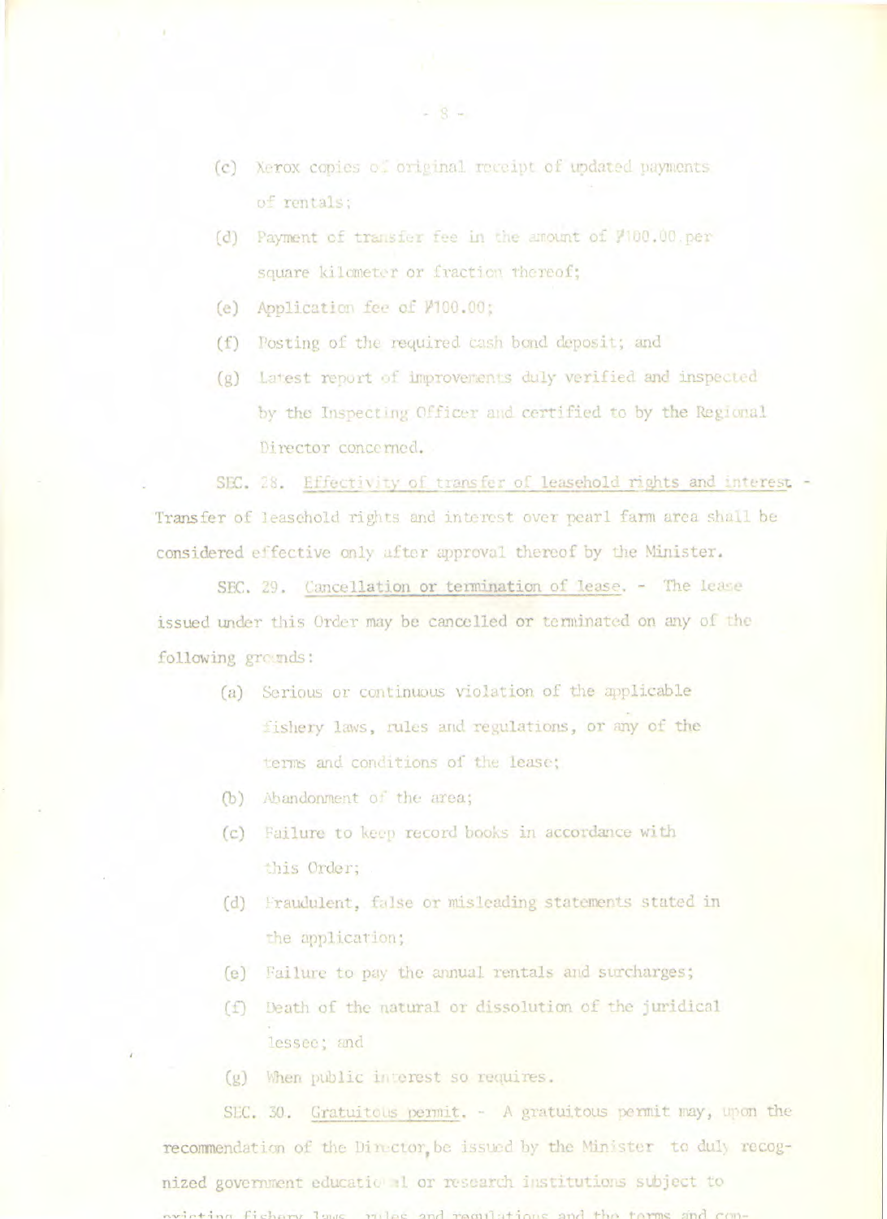(c) Xerox copies of original receipt of updated payments of rentals;

(d) Payment of transfer fee in the amount of ₱100.00 per square kilometer or fraction thereof;

(e) Application fee of ₱100.00;

(f) Posting of the required cash bond deposit; and

(g) Latest report of improvements duly verified and inspected by the Inspecting Officer and certified to by the Regional Director concerned.

SEC. 28. Effectivity of transfer of leasehold rights and interest - Transfer of leasehold rights and interest over pearl farm area shall be considered effective only after approval thereof by the Minister.

SEC. 29. Cancellation or termination of lease. - The lease issued under this Order may be cancelled or terminated on any of the following grounds:

(a) Serious or continuous violation of the applicable fishery laws, rules and regulations, or any of the terms and conditions of the lease;

(b) Abandonment of the area;

(c) Failure to keep record books in accordance with this Order;

(d) Fraudulent, false or misleading statements stated in the application;

(e) Failure to pay the annual rentals and surcharges;

(f) Death of the natural or dissolution of the juridical lessee; and

(g) When public interest so requires.

SEC. 30. Gratuitous permit. - A gratuitous permit may, upon the recommendation of the Director, be issued by the Minister to duly recognized government educational or research institutions subject to existing fishery laws, rules and regulations and the terms and con-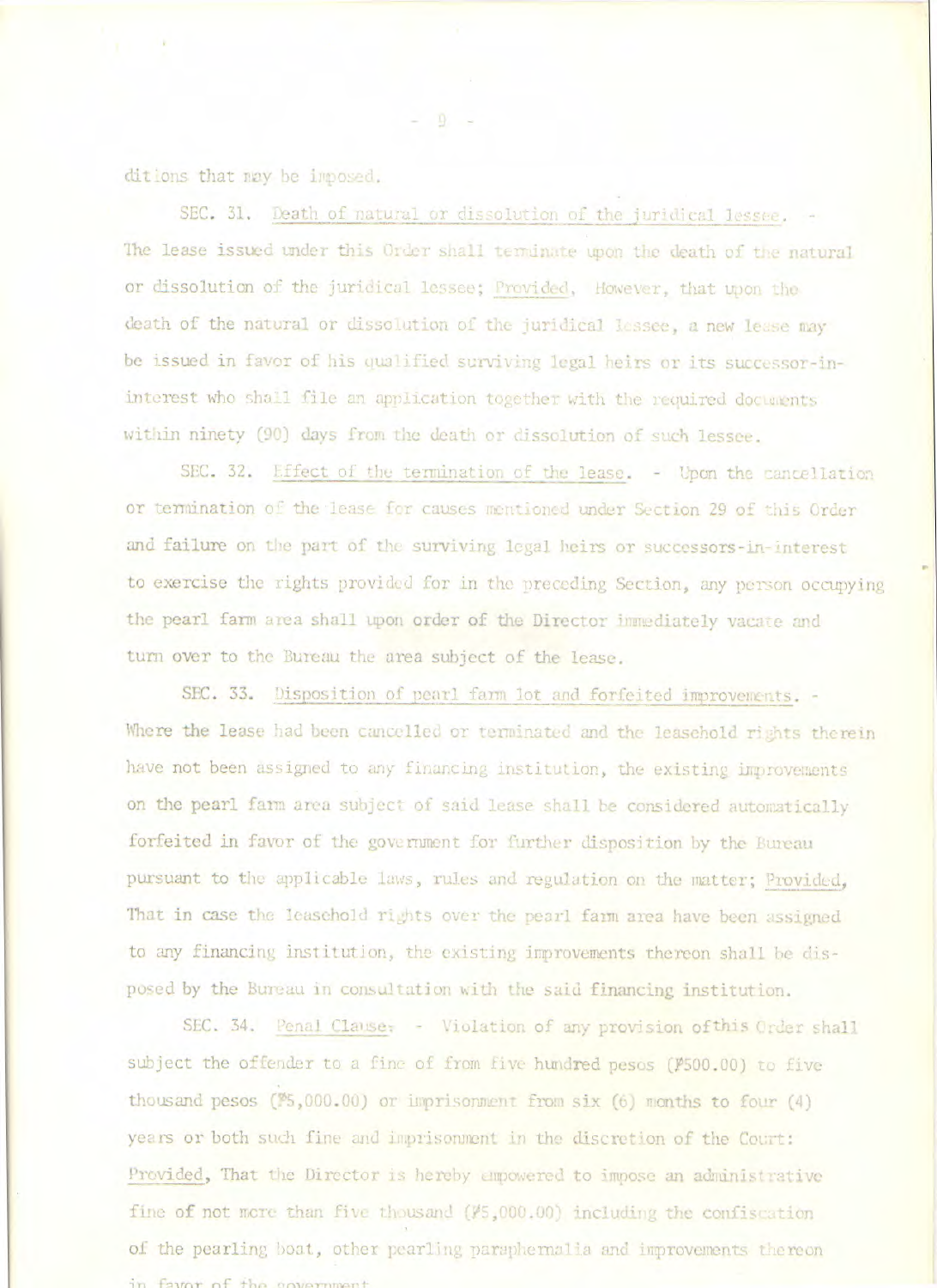ditions that may be imposed.

SEC. 31. Death of natural or dissolution of the juridical lessee. - The lease issued under this Order shall terminate upon the death of the natural or dissolution of the juridical lessee; Provided, However, that upon the death of the natural or dissolution of the juridical lessee, a new lease may be issued in favor of his qualified surviving legal heirs or its successor-in-interest who shall file an application together with the required documents within ninety (90) days from the death or dissolution of such lessee.

SEC. 32. Effect of the termination of the lease. - Upon the cancellation or termination of the lease for causes mentioned under Section 29 of this Order and failure on the part of the surviving legal heirs or successors-in-interest to exercise the rights provided for in the preceding Section, any person occupying the pearl farm area shall upon order of the Director immediately vacate and turn over to the Bureau the area subject of the lease.

SEC. 33. Disposition of pearl farm lot and forfeited improvements. - Where the lease had been cancelled or terminated and the leasehold rights therein have not been assigned to any financing institution, the existing improvements on the pearl farm area subject of said lease shall be considered automatically forfeited in favor of the government for further disposition by the Bureau pursuant to the applicable laws, rules and regulation on the matter; Provided, That in case the leasehold rights over the pearl farm area have been assigned to any financing institution, the existing improvements thereon shall be disposed by the Bureau in consultation with the said financing institution.

SEC. 34. Penal Clause. - Violation of any provision of this Order shall subject the offender to a fine of from five hundred pesos (₱500.00) to five thousand pesos (₱5,000.00) or imprisonment from six (6) months to four (4) years or both such fine and imprisonment in the discretion of the Court: Provided, That the Director is hereby empowered to impose an administrative fine of not more than five thousand (₱5,000.00) including the confiscation of the pearling boat, other pearling paraphernalia and improvements thereon in favor of the government.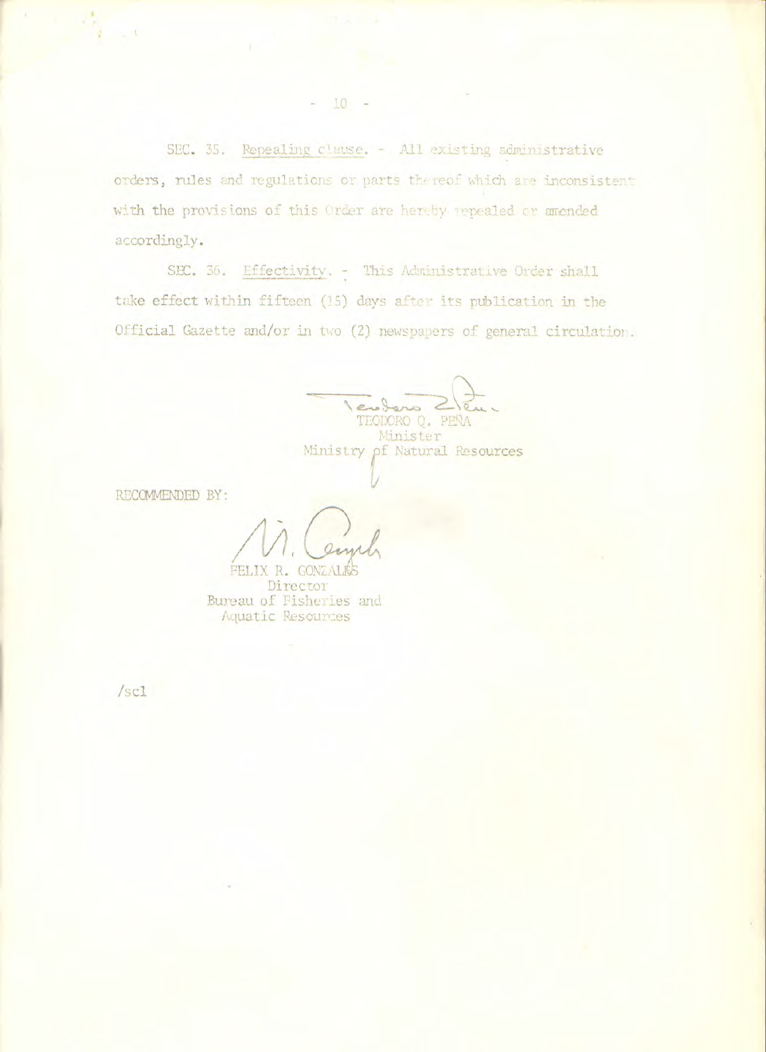SEC. 35. Repealing clause. - All existing administrative orders, rules and regulations or parts thereof which are inconsistent with the provisions of this Order are hereby repealed or amended accordingly.

SEC. 36. Effectivity. - This Administrative Order shall take effect within fifteen (15) days after its publication in the Official Gazette and/or in two (2) newspapers of general circulation.

TEODORO Q. PEÑA
Minister
Ministry of Natural Resources

RECOMMENDED BY:

FELIX R. GONZALES
Director
Bureau of Fisheries and Aquatic Resources

/scl